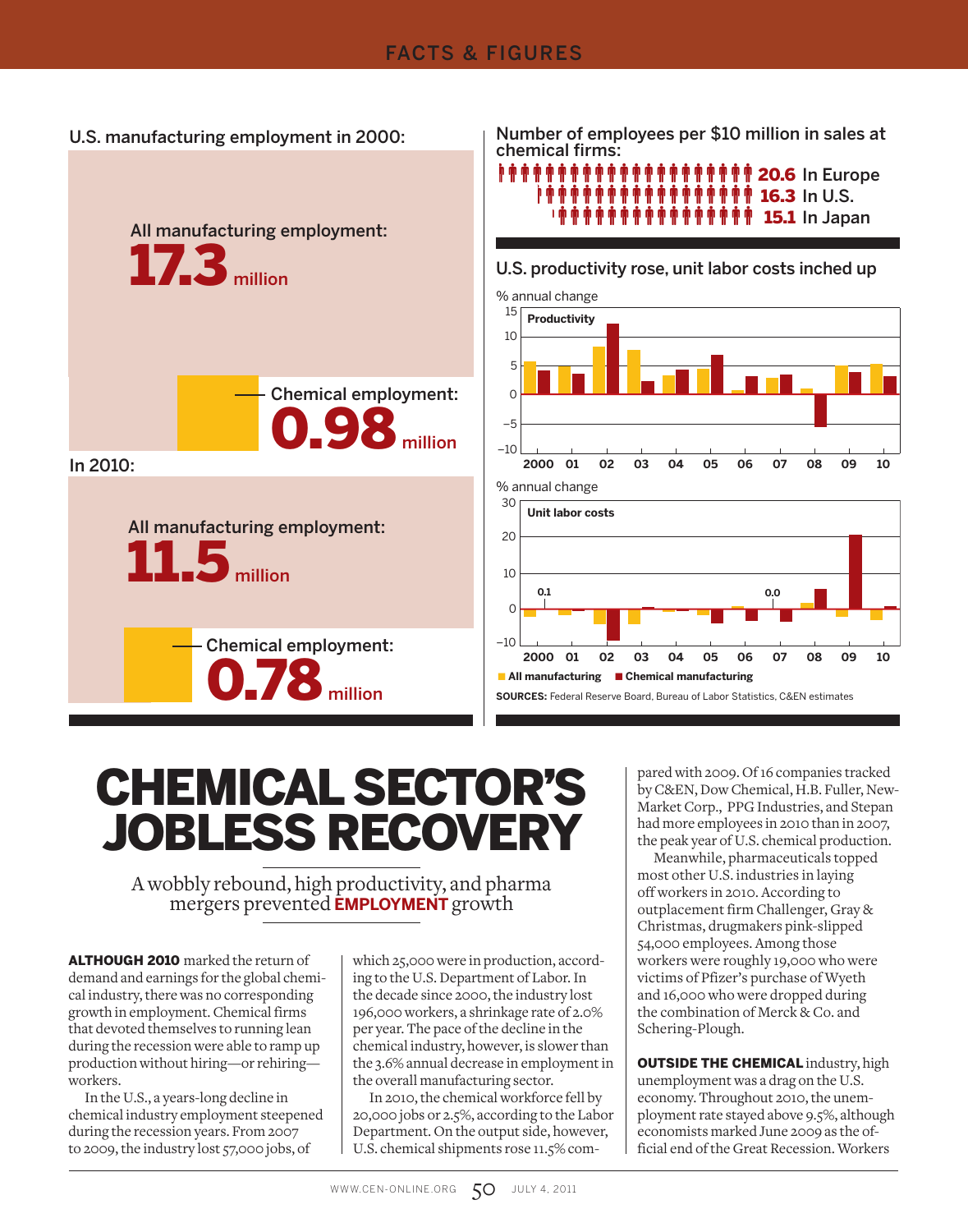FACTS & FIGURES

**U.S. manufacturing employment in 2000:**

All manufacturing employment: **17.3** million

Chemical employment: **0.98** million

**In 2010:**

All manufacturing employment: **11.5** million

Chemical employment: **0.78** million

**Number of employees per $10 million in sales at chemical firms:**

- **20.6** In Europe
- **16.3** In U.S.
- **15.1** In Japan

**U.S. productivity rose, unit labor costs inched up**

% annual change — Productivity

% annual change — Unit labor costs

All manufacturing ■ Chemical manufacturing

**SOURCES:** Federal Reserve Board, Bureau of Labor Statistics, C&EN estimates

# CHEMICAL SECTOR'S JOBLESS RECOVERY

A wobbly rebound, high productivity, and pharma mergers prevented **EMPLOYMENT** growth

**ALTHOUGH 2010** marked the return of demand and earnings for the global chemical industry, there was no corresponding growth in employment. Chemical firms that devoted themselves to running lean during the recession were able to ramp up production without hiring—or rehiring—workers.

In the U.S., a years-long decline in chemical industry employment steepened during the recession years. From 2007 to 2009, the industry lost 57,000 jobs, of which 25,000 were in production, according to the U.S. Department of Labor. In the decade since 2000, the industry lost 196,000 workers, a shrinkage rate of 2.0% per year. The pace of the decline in the chemical industry, however, is slower than the 3.6% annual decrease in employment in the overall manufacturing sector.

In 2010, the chemical workforce fell by 20,000 jobs or 2.5%, according to the Labor Department. On the output side, however, U.S. chemical shipments rose 11.5% compared with 2009. Of 16 companies tracked by C&EN, Dow Chemical, H.B. Fuller, NewMarket Corp., PPG Industries, and Stepan had more employees in 2010 than in 2007, the peak year of U.S. chemical production.

Meanwhile, pharmaceuticals topped most other U.S. industries in laying off workers in 2010. According to outplacement firm Challenger, Gray & Christmas, drugmakers pink-slipped 54,000 employees. Among those workers were roughly 19,000 who were victims of Pfizer's purchase of Wyeth and 16,000 who were dropped during the combination of Merck & Co. and Schering-Plough.

**OUTSIDE THE CHEMICAL** industry, high unemployment was a drag on the U.S. economy. Throughout 2010, the unemployment rate stayed above 9.5%, although economists marked June 2009 as the official end of the Great Recession. Workers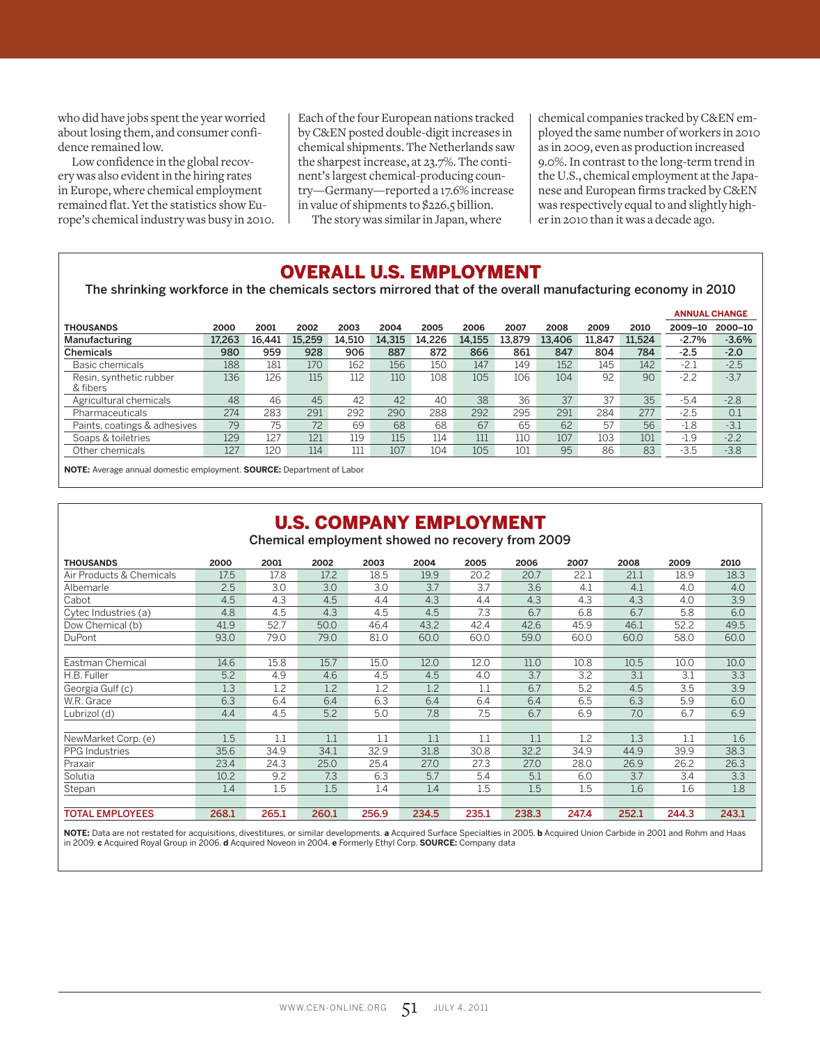who did have jobs spent the year worried about losing them, and consumer confidence remained low.

Low confidence in the global recovery was also evident in the hiring rates in Europe, where chemical employment remained flat. Yet the statistics show Europe's chemical industry was busy in 2010. Each of the four European nations tracked by C&EN posted double-digit increases in chemical shipments. The Netherlands saw the sharpest increase, at 23.7%. The continent's largest chemical-producing country—Germany—reported a 17.6% increase in value of shipments to $226.5 billion.

The story was similar in Japan, where chemical companies tracked by C&EN employed the same number of workers in 2010 as in 2009, even as production increased 9.0%. In contrast to the long-term trend in the U.S., chemical employment at the Japanese and European firms tracked by C&EN was respectively equal to and slightly higher in 2010 than it was a decade ago.

## OVERALL U.S. EMPLOYMENT

The shrinking workforce in the chemicals sectors mirrored that of the overall manufacturing economy in 2010

| THOUSANDS | 2000 | 2001 | 2002 | 2003 | 2004 | 2005 | 2006 | 2007 | 2008 | 2009 | 2010 | ANNUAL CHANGE 2009–10 | ANNUAL CHANGE 2000–10 |
|---|---|---|---|---|---|---|---|---|---|---|---|---|---|
| **Manufacturing** | **17,263** | **16,441** | **15,259** | **14,510** | **14,315** | **14,226** | **14,155** | **13,879** | **13,406** | **11,847** | **11,524** | **-2.7%** | **-3.6%** |
| **Chemicals** | **980** | **959** | **928** | **906** | **887** | **872** | **866** | **861** | **847** | **804** | **784** | **-2.5** | **-2.0** |
| Basic chemicals | 188 | 181 | 170 | 162 | 156 | 150 | 147 | 149 | 152 | 145 | 142 | -2.1 | -2.5 |
| Resin, synthetic rubber & fibers | 136 | 126 | 115 | 112 | 110 | 108 | 105 | 106 | 104 | 92 | 90 | -2.2 | -3.7 |
| Agricultural chemicals | 48 | 46 | 45 | 42 | 42 | 40 | 38 | 36 | 37 | 37 | 35 | -5.4 | -2.8 |
| Pharmaceuticals | 274 | 283 | 291 | 292 | 290 | 288 | 292 | 295 | 291 | 284 | 277 | -2.5 | 0.1 |
| Paints, coatings & adhesives | 79 | 75 | 72 | 69 | 68 | 68 | 67 | 65 | 62 | 57 | 56 | -1.8 | -3.1 |
| Soaps & toiletries | 129 | 127 | 121 | 119 | 115 | 114 | 111 | 110 | 107 | 103 | 101 | -1.9 | -2.2 |
| Other chemicals | 127 | 120 | 114 | 111 | 107 | 104 | 105 | 101 | 95 | 86 | 83 | -3.5 | -3.8 |

**NOTE:** Average annual domestic employment. **SOURCE:** Department of Labor

## U.S. COMPANY EMPLOYMENT

Chemical employment showed no recovery from 2009

| THOUSANDS | 2000 | 2001 | 2002 | 2003 | 2004 | 2005 | 2006 | 2007 | 2008 | 2009 | 2010 |
|---|---|---|---|---|---|---|---|---|---|---|---|
| Air Products & Chemicals | 17.5 | 17.8 | 17.2 | 18.5 | 19.9 | 20.2 | 20.7 | 22.1 | 21.1 | 18.9 | 18.3 |
| Albemarle | 2.5 | 3.0 | 3.0 | 3.0 | 3.7 | 3.7 | 3.6 | 4.1 | 4.1 | 4.0 | 4.0 |
| Cabot | 4.5 | 4.3 | 4.5 | 4.4 | 4.3 | 4.4 | 4.3 | 4.3 | 4.3 | 4.0 | 3.9 |
| Cytec Industries (a) | 4.8 | 4.5 | 4.3 | 4.5 | 4.5 | 7.3 | 6.7 | 6.8 | 6.7 | 5.8 | 6.0 |
| Dow Chemical (b) | 41.9 | 52.7 | 50.0 | 46.4 | 43.2 | 42.4 | 42.6 | 45.9 | 46.1 | 52.2 | 49.5 |
| DuPont | 93.0 | 79.0 | 79.0 | 81.0 | 60.0 | 60.0 | 59.0 | 60.0 | 60.0 | 58.0 | 60.0 |
| Eastman Chemical | 14.6 | 15.8 | 15.7 | 15.0 | 12.0 | 12.0 | 11.0 | 10.8 | 10.5 | 10.0 | 10.0 |
| H.B. Fuller | 5.2 | 4.9 | 4.6 | 4.5 | 4.5 | 4.0 | 3.7 | 3.2 | 3.1 | 3.1 | 3.3 |
| Georgia Gulf (c) | 1.3 | 1.2 | 1.2 | 1.2 | 1.2 | 1.1 | 6.7 | 5.2 | 4.5 | 3.5 | 3.9 |
| W.R. Grace | 6.3 | 6.4 | 6.4 | 6.3 | 6.4 | 6.4 | 6.4 | 6.5 | 6.3 | 5.9 | 6.0 |
| Lubrizol (d) | 4.4 | 4.5 | 5.2 | 5.0 | 7.8 | 7.5 | 6.7 | 6.9 | 7.0 | 6.7 | 6.9 |
| NewMarket Corp. (e) | 1.5 | 1.1 | 1.1 | 1.1 | 1.1 | 1.1 | 1.1 | 1.2 | 1.3 | 1.1 | 1.6 |
| PPG Industries | 35.6 | 34.9 | 34.1 | 32.9 | 31.8 | 30.8 | 32.2 | 34.9 | 44.9 | 39.9 | 38.3 |
| Praxair | 23.4 | 24.3 | 25.0 | 25.4 | 27.0 | 27.3 | 27.0 | 28.0 | 26.9 | 26.2 | 26.3 |
| Solutia | 10.2 | 9.2 | 7.3 | 6.3 | 5.7 | 5.4 | 5.1 | 6.0 | 3.7 | 3.4 | 3.3 |
| Stepan | 1.4 | 1.5 | 1.5 | 1.4 | 1.4 | 1.5 | 1.5 | 1.5 | 1.6 | 1.6 | 1.8 |
| **TOTAL EMPLOYEES** | **268.1** | **265.1** | **260.1** | **256.9** | **234.5** | **235.1** | **238.3** | **247.4** | **252.1** | **244.3** | **243.1** |

**NOTE:** Data are not restated for acquisitions, divestitures, or similar developments. **a** Acquired Surface Specialties in 2005. **b** Acquired Union Carbide in 2001 and Rohm and Haas in 2009. **c** Acquired Royal Group in 2006. **d** Acquired Noveon in 2004. **e** Formerly Ethyl Corp. **SOURCE:** Company data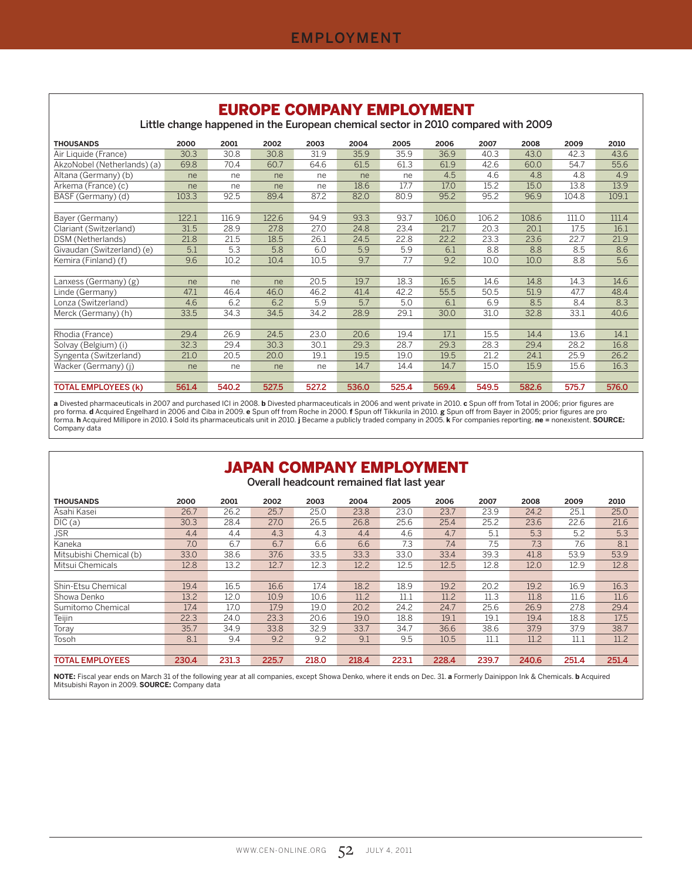# EUROPE COMPANY EMPLOYMENT

Little change happened in the European chemical sector in 2010 compared with 2009

| THOUSANDS | 2000 | 2001 | 2002 | 2003 | 2004 | 2005 | 2006 | 2007 | 2008 | 2009 | 2010 |
|---|---|---|---|---|---|---|---|---|---|---|---|
| Air Liquide (France) | 30.3 | 30.8 | 30.8 | 31.9 | 35.9 | 35.9 | 36.9 | 40.3 | 43.0 | 42.3 | 43.6 |
| AkzoNobel (Netherlands) (a) | 69.8 | 70.4 | 60.7 | 64.6 | 61.5 | 61.3 | 61.9 | 42.6 | 60.0 | 54.7 | 55.6 |
| Altana (Germany) (b) | ne | ne | ne | ne | ne | ne | 4.5 | 4.6 | 4.8 | 4.8 | 4.9 |
| Arkema (France) (c) | ne | ne | ne | ne | 18.6 | 17.7 | 17.0 | 15.2 | 15.0 | 13.8 | 13.9 |
| BASF (Germany) (d) | 103.3 | 92.5 | 89.4 | 87.2 | 82.0 | 80.9 | 95.2 | 95.2 | 96.9 | 104.8 | 109.1 |
| Bayer (Germany) | 122.1 | 116.9 | 122.6 | 94.9 | 93.3 | 93.7 | 106.0 | 106.2 | 108.6 | 111.0 | 111.4 |
| Clariant (Switzerland) | 31.5 | 28.9 | 27.8 | 27.0 | 24.8 | 23.4 | 21.7 | 20.3 | 20.1 | 17.5 | 16.1 |
| DSM (Netherlands) | 21.8 | 21.5 | 18.5 | 26.1 | 24.5 | 22.8 | 22.2 | 23.3 | 23.6 | 22.7 | 21.9 |
| Givaudan (Switzerland) (e) | 5.1 | 5.3 | 5.8 | 6.0 | 5.9 | 5.9 | 6.1 | 8.8 | 8.8 | 8.5 | 8.6 |
| Kemira (Finland) (f) | 9.6 | 10.2 | 10.4 | 10.5 | 9.7 | 7.7 | 9.2 | 10.0 | 10.0 | 8.8 | 5.6 |
| Lanxess (Germany) (g) | ne | ne | ne | 20.5 | 19.7 | 18.3 | 16.5 | 14.6 | 14.8 | 14.3 | 14.6 |
| Linde (Germany) | 47.1 | 46.4 | 46.0 | 46.2 | 41.4 | 42.2 | 55.5 | 50.5 | 51.9 | 47.7 | 48.4 |
| Lonza (Switzerland) | 4.6 | 6.2 | 6.2 | 5.9 | 5.7 | 5.0 | 6.1 | 6.9 | 8.5 | 8.4 | 8.3 |
| Merck (Germany) (h) | 33.5 | 34.3 | 34.5 | 34.2 | 28.9 | 29.1 | 30.0 | 31.0 | 32.8 | 33.1 | 40.6 |
| Rhodia (France) | 29.4 | 26.9 | 24.5 | 23.0 | 20.6 | 19.4 | 17.1 | 15.5 | 14.4 | 13.6 | 14.1 |
| Solvay (Belgium) (i) | 32.3 | 29.4 | 30.3 | 30.1 | 29.3 | 28.7 | 29.3 | 28.3 | 29.4 | 28.2 | 16.8 |
| Syngenta (Switzerland) | 21.0 | 20.5 | 20.0 | 19.1 | 19.5 | 19.0 | 19.5 | 21.2 | 24.1 | 25.9 | 26.2 |
| Wacker (Germany) (j) | ne | ne | ne | ne | 14.7 | 14.4 | 14.7 | 15.0 | 15.9 | 15.6 | 16.3 |
| **TOTAL EMPLOYEES (k)** | **561.4** | **540.2** | **527.5** | **527.2** | **536.0** | **525.4** | **569.4** | **549.5** | **582.6** | **575.7** | **576.0** |

**a** Divested pharmaceuticals in 2007 and purchased ICI in 2008. **b** Divested pharmaceuticals in 2006 and went private in 2010. **c** Spun off from Total in 2006; prior figures are pro forma. **d** Acquired Engelhard in 2006 and Ciba in 2009. **e** Spun off from Roche in 2000. **f** Spun off Tikkurila in 2010. **g** Spun off from Bayer in 2005; prior figures are pro forma. **h** Acquired Millipore in 2010. **i** Sold its pharmaceuticals unit in 2010. **j** Became a publicly traded company in 2005. **k** For companies reporting. **ne =** nonexistent. **SOURCE:** Company data

# JAPAN COMPANY EMPLOYMENT

Overall headcount remained flat last year

| THOUSANDS | 2000 | 2001 | 2002 | 2003 | 2004 | 2005 | 2006 | 2007 | 2008 | 2009 | 2010 |
|---|---|---|---|---|---|---|---|---|---|---|---|
| Asahi Kasei | 26.7 | 26.2 | 25.7 | 25.0 | 23.8 | 23.0 | 23.7 | 23.9 | 24.2 | 25.1 | 25.0 |
| DIC (a) | 30.3 | 28.4 | 27.0 | 26.5 | 26.8 | 25.6 | 25.4 | 25.2 | 23.6 | 22.6 | 21.6 |
| JSR | 4.4 | 4.4 | 4.3 | 4.3 | 4.4 | 4.6 | 4.7 | 5.1 | 5.3 | 5.2 | 5.3 |
| Kaneka | 7.0 | 6.7 | 6.7 | 6.6 | 6.6 | 7.3 | 7.4 | 7.5 | 7.3 | 7.6 | 8.1 |
| Mitsubishi Chemical (b) | 33.0 | 38.6 | 37.6 | 33.5 | 33.3 | 33.0 | 33.4 | 39.3 | 41.8 | 53.9 | 53.9 |
| Mitsui Chemicals | 12.8 | 13.2 | 12.7 | 12.3 | 12.2 | 12.5 | 12.5 | 12.8 | 12.0 | 12.9 | 12.8 |
| Shin-Etsu Chemical | 19.4 | 16.5 | 16.6 | 17.4 | 18.2 | 18.9 | 19.2 | 20.2 | 19.2 | 16.9 | 16.3 |
| Showa Denko | 13.2 | 12.0 | 10.9 | 10.6 | 11.2 | 11.1 | 11.2 | 11.3 | 11.8 | 11.6 | 11.6 |
| Sumitomo Chemical | 17.4 | 17.0 | 17.9 | 19.0 | 20.2 | 24.2 | 24.7 | 25.6 | 26.9 | 27.8 | 29.4 |
| Teijin | 22.3 | 24.0 | 23.3 | 20.6 | 19.0 | 18.8 | 19.1 | 19.1 | 19.4 | 18.8 | 17.5 |
| Toray | 35.7 | 34.9 | 33.8 | 32.9 | 33.7 | 34.7 | 36.6 | 38.6 | 37.9 | 37.9 | 38.7 |
| Tosoh | 8.1 | 9.4 | 9.2 | 9.2 | 9.1 | 9.5 | 10.5 | 11.1 | 11.2 | 11.1 | 11.2 |
| **TOTAL EMPLOYEES** | **230.4** | **231.3** | **225.7** | **218.0** | **218.4** | **223.1** | **228.4** | **239.7** | **240.6** | **251.4** | **251.4** |

**NOTE:** Fiscal year ends on March 31 of the following year at all companies, except Showa Denko, where it ends on Dec. 31. **a** Formerly Dainippon Ink & Chemicals. **b** Acquired Mitsubishi Rayon in 2009. **SOURCE:** Company data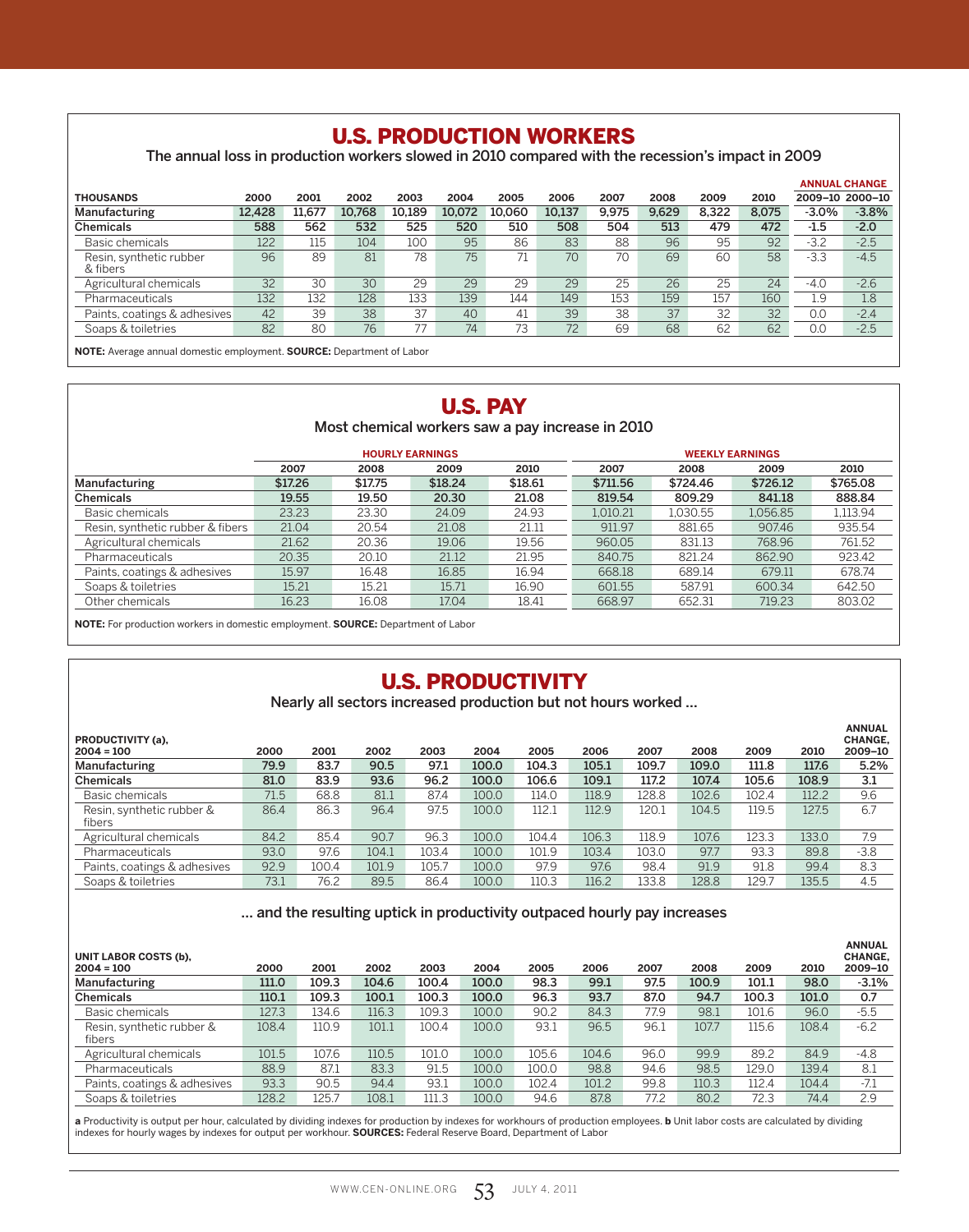## U.S. PRODUCTION WORKERS

The annual loss in production workers slowed in 2010 compared with the recession's impact in 2009

| THOUSANDS | 2000 | 2001 | 2002 | 2003 | 2004 | 2005 | 2006 | 2007 | 2008 | 2009 | 2010 | ANNUAL CHANGE 2009–10 | 2000–10 |
|---|---|---|---|---|---|---|---|---|---|---|---|---|---|
| **Manufacturing** | **12,428** | **11,677** | **10,768** | **10,189** | **10,072** | **10,060** | **10,137** | **9,975** | **9,629** | **8,322** | **8,075** | **-3.0%** | **-3.8%** |
| **Chemicals** | **588** | **562** | **532** | **525** | **520** | **510** | **508** | **504** | **513** | **479** | **472** | **-1.5** | **-2.0** |
| Basic chemicals | 122 | 115 | 104 | 100 | 95 | 86 | 83 | 88 | 96 | 95 | 92 | -3.2 | -2.5 |
| Resin, synthetic rubber & fibers | 96 | 89 | 81 | 78 | 75 | 71 | 70 | 70 | 69 | 60 | 58 | -3.3 | -4.5 |
| Agricultural chemicals | 32 | 30 | 30 | 29 | 29 | 29 | 29 | 25 | 26 | 25 | 24 | -4.0 | -2.6 |
| Pharmaceuticals | 132 | 132 | 128 | 133 | 139 | 144 | 149 | 153 | 159 | 157 | 160 | 1.9 | 1.8 |
| Paints, coatings & adhesives | 42 | 39 | 38 | 37 | 40 | 41 | 39 | 38 | 37 | 32 | 32 | 0.0 | -2.4 |
| Soaps & toiletries | 82 | 80 | 76 | 77 | 74 | 73 | 72 | 69 | 68 | 62 | 62 | 0.0 | -2.5 |

**NOTE:** Average annual domestic employment. **SOURCE:** Department of Labor

## U.S. PAY

Most chemical workers saw a pay increase in 2010

| | HOURLY EARNINGS | | | | WEEKLY EARNINGS | | | |
|---|---|---|---|---|---|---|---|---|
| | 2007 | 2008 | 2009 | 2010 | 2007 | 2008 | 2009 | 2010 |
| **Manufacturing** | **$17.26** | **$17.75** | **$18.24** | **$18.61** | **$711.56** | **$724.46** | **$726.12** | **$765.08** |
| **Chemicals** | **19.55** | **19.50** | **20.30** | **21.08** | **819.54** | **809.29** | **841.18** | **888.84** |
| Basic chemicals | 23.23 | 23.30 | 24.09 | 24.93 | 1,010.21 | 1,030.55 | 1,056.85 | 1,113.94 |
| Resin, synthetic rubber & fibers | 21.04 | 20.54 | 21.08 | 21.11 | 911.97 | 881.65 | 907.46 | 935.54 |
| Agricultural chemicals | 21.62 | 20.36 | 19.06 | 19.56 | 960.05 | 831.13 | 768.96 | 761.52 |
| Pharmaceuticals | 20.35 | 20.10 | 21.12 | 21.95 | 840.75 | 821.24 | 862.90 | 923.42 |
| Paints, coatings & adhesives | 15.97 | 16.48 | 16.85 | 16.94 | 668.18 | 689.14 | 679.11 | 678.74 |
| Soaps & toiletries | 15.21 | 15.21 | 15.71 | 16.90 | 601.55 | 587.91 | 600.34 | 642.50 |
| Other chemicals | 16.23 | 16.08 | 17.04 | 18.41 | 668.97 | 652.31 | 719.23 | 803.02 |

**NOTE:** For production workers in domestic employment. **SOURCE:** Department of Labor

## U.S. PRODUCTIVITY

Nearly all sectors increased production but not hours worked ...

| PRODUCTIVITY (a), 2004 = 100 | 2000 | 2001 | 2002 | 2003 | 2004 | 2005 | 2006 | 2007 | 2008 | 2009 | 2010 | ANNUAL CHANGE, 2009–10 |
|---|---|---|---|---|---|---|---|---|---|---|---|---|
| **Manufacturing** | **79.9** | **83.7** | **90.5** | **97.1** | **100.0** | **104.3** | **105.1** | **109.7** | **109.0** | **111.8** | **117.6** | **5.2%** |
| **Chemicals** | **81.0** | **83.9** | **93.6** | **96.2** | **100.0** | **106.6** | **109.1** | **117.2** | **107.4** | **105.6** | **108.9** | **3.1** |
| Basic chemicals | 71.5 | 68.8 | 81.1 | 87.4 | 100.0 | 114.0 | 118.9 | 128.8 | 102.6 | 102.4 | 112.2 | 9.6 |
| Resin, synthetic rubber & fibers | 86.4 | 86.3 | 96.4 | 97.5 | 100.0 | 112.1 | 112.9 | 120.1 | 104.5 | 119.5 | 127.5 | 6.7 |
| Agricultural chemicals | 84.2 | 85.4 | 90.7 | 96.3 | 100.0 | 104.4 | 106.3 | 118.9 | 107.6 | 123.3 | 133.0 | 7.9 |
| Pharmaceuticals | 93.0 | 97.6 | 104.1 | 103.4 | 100.0 | 101.9 | 103.4 | 103.0 | 97.7 | 93.3 | 89.8 | -3.8 |
| Paints, coatings & adhesives | 92.9 | 100.4 | 101.9 | 105.7 | 100.0 | 97.9 | 97.6 | 98.4 | 91.9 | 91.8 | 99.4 | 8.3 |
| Soaps & toiletries | 73.1 | 76.2 | 89.5 | 86.4 | 100.0 | 110.3 | 116.2 | 133.8 | 128.8 | 129.7 | 135.5 | 4.5 |

... and the resulting uptick in productivity outpaced hourly pay increases

| UNIT LABOR COSTS (b), 2004 = 100 | 2000 | 2001 | 2002 | 2003 | 2004 | 2005 | 2006 | 2007 | 2008 | 2009 | 2010 | ANNUAL CHANGE, 2009–10 |
|---|---|---|---|---|---|---|---|---|---|---|---|---|
| **Manufacturing** | **111.0** | **109.3** | **104.6** | **100.4** | **100.0** | **98.3** | **99.1** | **97.5** | **100.9** | **101.1** | **98.0** | **-3.1%** |
| **Chemicals** | **110.1** | **109.3** | **100.1** | **100.3** | **100.0** | **96.3** | **93.7** | **87.0** | **94.7** | **100.3** | **101.0** | **0.7** |
| Basic chemicals | 127.3 | 134.6 | 116.3 | 109.3 | 100.0 | 90.2 | 84.3 | 77.9 | 98.1 | 101.6 | 96.0 | -5.5 |
| Resin, synthetic rubber & fibers | 108.4 | 110.9 | 101.1 | 100.4 | 100.0 | 93.1 | 96.5 | 96.1 | 107.7 | 115.6 | 108.4 | -6.2 |
| Agricultural chemicals | 101.5 | 107.6 | 110.5 | 101.0 | 100.0 | 105.6 | 104.6 | 96.0 | 99.9 | 89.2 | 84.9 | -4.8 |
| Pharmaceuticals | 88.9 | 87.1 | 83.3 | 91.5 | 100.0 | 100.0 | 98.8 | 94.6 | 98.5 | 129.0 | 139.4 | 8.1 |
| Paints, coatings & adhesives | 93.3 | 90.5 | 94.4 | 93.1 | 100.0 | 102.4 | 101.2 | 99.8 | 110.3 | 112.4 | 104.4 | -7.1 |
| Soaps & toiletries | 128.2 | 125.7 | 108.1 | 111.3 | 100.0 | 94.6 | 87.8 | 77.2 | 80.2 | 72.3 | 74.4 | 2.9 |

**a** Productivity is output per hour, calculated by dividing indexes for production by indexes for workhours of production employees. **b** Unit labor costs are calculated by dividing indexes for hourly wages by indexes for output per workhour. **SOURCES:** Federal Reserve Board, Department of Labor